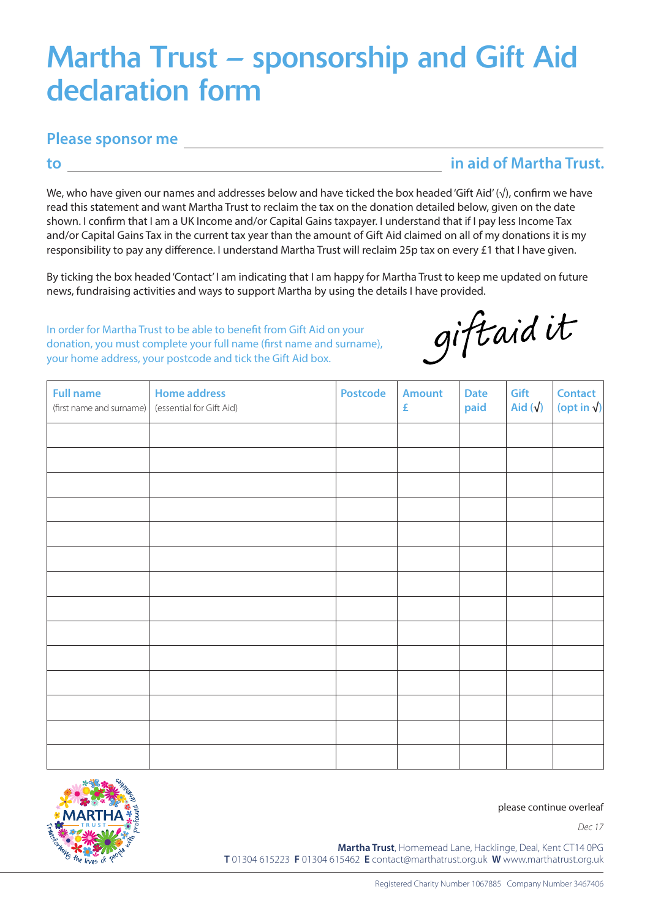# Martha Trust – sponsorship and Gift Aid declaration form

**Please sponsor me** \_\_\_\_\_\_\_\_\_\_\_\_\_\_\_\_\_\_\_\_\_\_\_\_\_\_\_\_\_\_\_\_\_\_\_\_\_\_\_\_

**to** \_\_\_\_\_\_\_\_\_\_\_\_\_\_\_\_\_\_\_\_\_\_\_\_\_\_\_\_\_\_\_\_\_\_\_\_ **in aid of Martha Trust.**

We, who have given our names and addresses below and have ticked the box headed 'Gift Aid' (√), confirm we have read this statement and want Martha Trust to reclaim the tax on the donation detailed below, given on the date shown. I confirm that I am a UK Income and/or Capital Gains taxpayer. I understand that if I pay less Income Tax and/or Capital Gains Tax in the current tax year than the amount of Gift Aid claimed on all of my donations it is my responsibility to pay any difference. I understand Martha Trust will reclaim 25p tax on every £1 that I have given.

By ticking the box headed 'Contact' I am indicating that I am happy for Martha Trust to keep me updated on future news, fundraising activities and ways to support Martha by using the details I have provided.

In order for Martha Trust to be able to benefit from Gift Aid on your donation, you must complete your full name (first name and surname), your home address, your postcode and tick the Gift Aid box.

giftaid it

| Full name (first name and surname) | Home address (essential for Gift Aid) | Postcode | Amount £ | Date paid | Gift Aid (√) | Contact (opt in √) |
|---|---|---|---|---|---|---|
| | | | | | | |
| | | | | | | |
| | | | | | | |
| | | | | | | |
| | | | | | | |
| | | | | | | |
| | | | | | | |
| | | | | | | |
| | | | | | | |
| | | | | | | |
| | | | | | | |
| | | | | | | |
| | | | | | | |
| | | | | | | |

MARTHA TRUST – Transforming the lives of people with profound disabilities

please continue overleaf

*Dec 17*

**Martha Trust**, Homemead Lane, Hacklinge, Deal, Kent CT14 0PG
**T** 01304 615223 **F** 01304 615462 **E** contact@marthatrust.org.uk **W** www.marthatrust.org.uk

Registered Charity Number 1067885 Company Number 3467406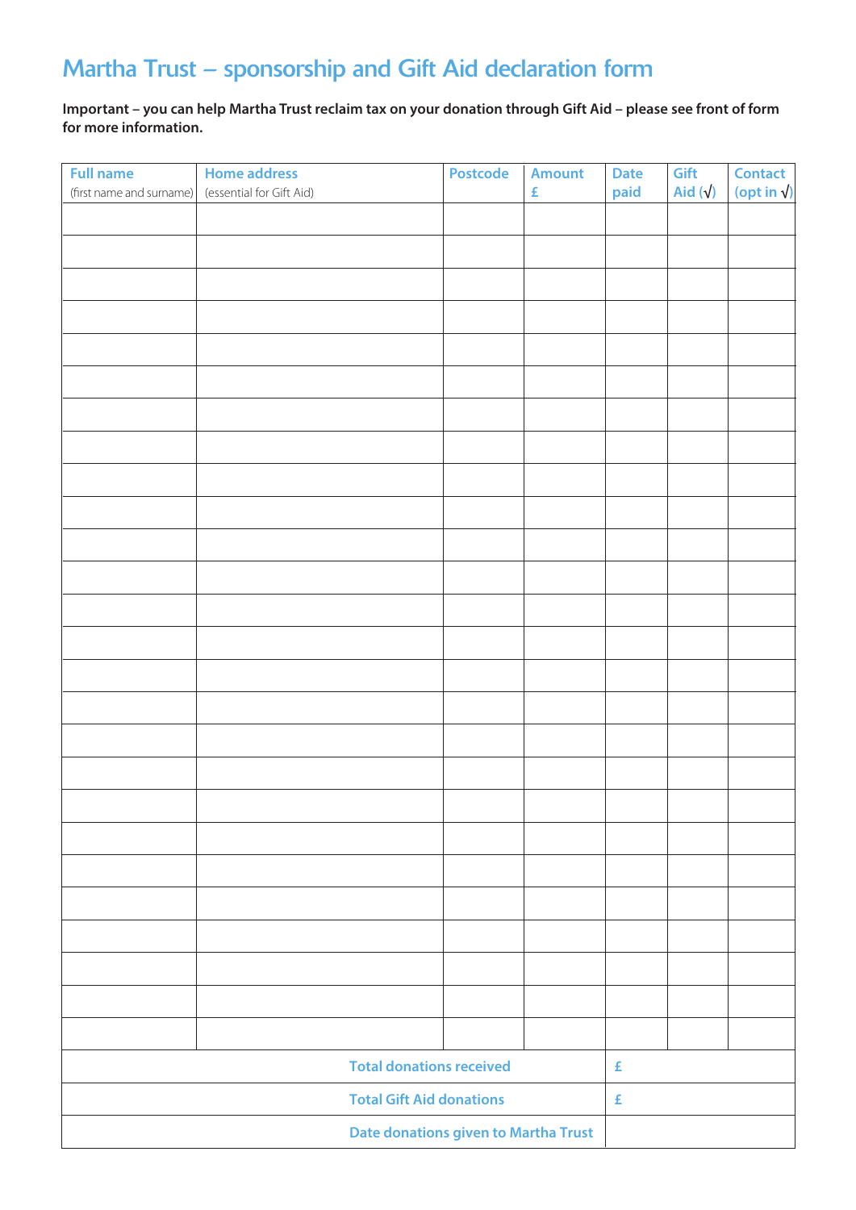# Martha Trust – sponsorship and Gift Aid declaration form

**Important – you can help Martha Trust reclaim tax on your donation through Gift Aid – please see front of form for more information.**

| Full name (first name and surname) | Home address (essential for Gift Aid) | Postcode | Amount £ | Date paid | Gift Aid (√) | Contact (opt in √) |
|---|---|---|---|---|---|---|
| | | | | | | |
| | | | | | | |
| | | | | | | |
| | | | | | | |
| | | | | | | |
| | | | | | | |
| | | | | | | |
| | | | | | | |
| | | | | | | |
| | | | | | | |
| | | | | | | |
| | | | | | | |
| | | | | | | |
| | | | | | | |
| | | | | | | |
| | | | | | | |
| | | | | | | |
| | | | | | | |
| | | | | | | |
| | | | | | | |
| | | | | | | |
| | | | | | | |
| | | | | | | |
| | | | | | | |
| | | | | | | |
| | | | | | | |
| **Total donations received** | | | | £ | | |
| **Total Gift Aid donations** | | | | £ | | |
| **Date donations given to Martha Trust** | | | | | | |